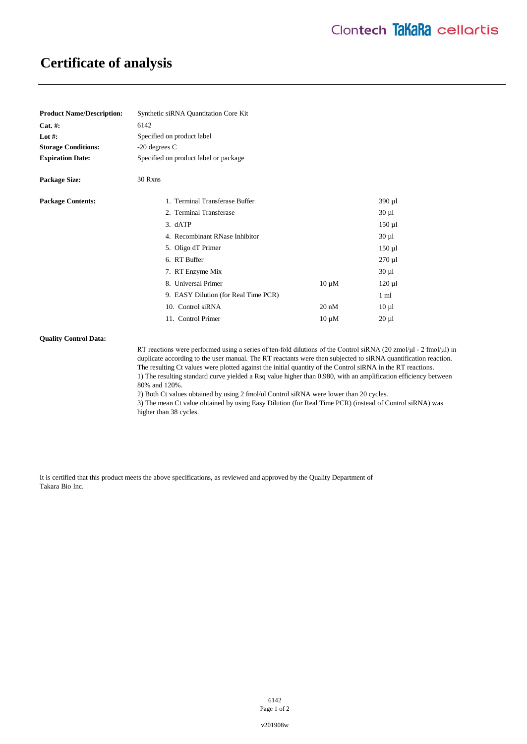# Certificate of analysis

**Product Name/Description:** Synthetic siRNA Quantitation Core Kit

**Cat. #:** 6142

**Lot #:** Specified on product label

**Storage Conditions:** -20 degrees C

**Expiration Date:** Specified on product label or package

**Package Size:** 30 Rxns

**Package Contents:**

| Component | Concentration | Volume |
|---|---|---|
| 1. Terminal Transferase Buffer | | 390 µl |
| 2. Terminal Transferase | | 30 µl |
| 3. dATP | | 150 µl |
| 4. Recombinant RNase Inhibitor | | 30 µl |
| 5. Oligo dT Primer | | 150 µl |
| 6. RT Buffer | | 270 µl |
| 7. RT Enzyme Mix | | 30 µl |
| 8. Universal Primer | 10 µM | 120 µl |
| 9. EASY Dilution (for Real Time PCR) | | 1 ml |
| 10. Control siRNA | 20 nM | 10 µl |
| 11. Control Primer | 10 µM | 20 µl |

**Quality Control Data:**

RT reactions were performed using a series of ten-fold dilutions of the Control siRNA (20 zmol/µl - 2 fmol/µl) in duplicate according to the user manual. The RT reactants were then subjected to siRNA quantification reaction. The resulting Ct values were plotted against the initial quantity of the Control siRNA in the RT reactions.

1) The resulting standard curve yielded a Rsq value higher than 0.980, with an amplification efficiency between 80% and 120%.

2) Both Ct values obtained by using 2 fmol/ul Control siRNA were lower than 20 cycles.

3) The mean Ct value obtained by using Easy Dilution (for Real Time PCR) (instead of Control siRNA) was higher than 38 cycles.

It is certified that this product meets the above specifications, as reviewed and approved by the Quality Department of Takara Bio Inc.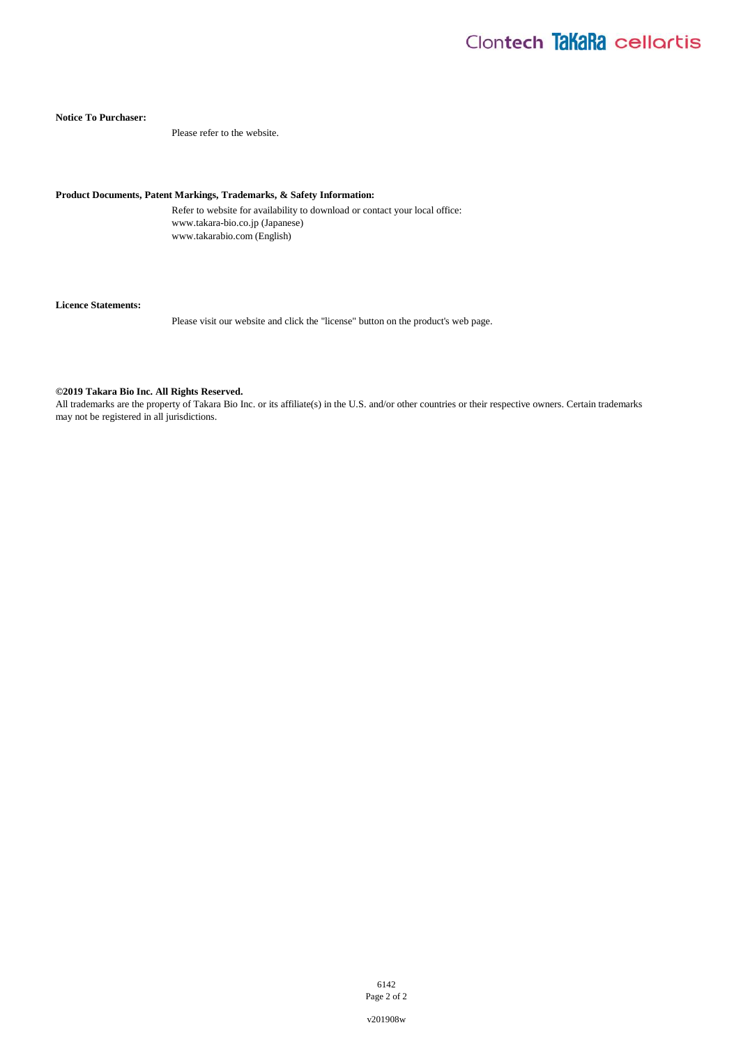**Notice To Purchaser:**

Please refer to the website.

**Product Documents, Patent Markings, Trademarks, & Safety Information:**

Refer to website for availability to download or contact your local office:
www.takara-bio.co.jp (Japanese)
www.takarabio.com (English)

**Licence Statements:**

Please visit our website and click the "license" button on the product's web page.

**©2019 Takara Bio Inc. All Rights Reserved.**
All trademarks are the property of Takara Bio Inc. or its affiliate(s) in the U.S. and/or other countries or their respective owners. Certain trademarks may not be registered in all jurisdictions.

6142

v201908w